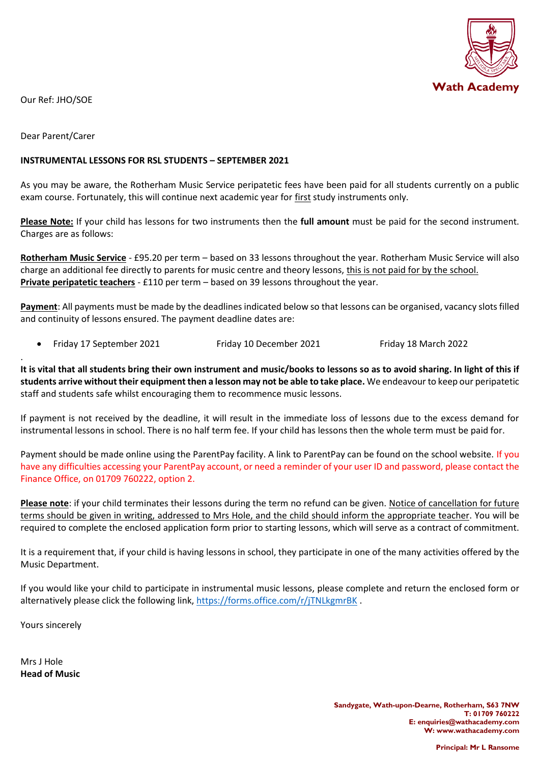Wath Academy

Our Ref: JHO/SOE

Dear Parent/Carer

**INSTRUMENTAL LESSONS FOR RSL STUDENTS – SEPTEMBER 2021**

As you may be aware, the Rotherham Music Service peripatetic fees have been paid for all students currently on a public exam course. Fortunately, this will continue next academic year for <u>first</u> study instruments only.

**<u>Please Note:</u>** If your child has lessons for two instruments then the **full amount** must be paid for the second instrument. Charges are as follows:

**<u>Rotherham Music Service</u>** - £95.20 per term – based on 33 lessons throughout the year. Rotherham Music Service will also charge an additional fee directly to parents for music centre and theory lessons, <u>this is not paid for by the school.</u>
**<u>Private peripatetic teachers</u>** - £110 per term – based on 39 lessons throughout the year.

**<u>Payment</u>**: All payments must be made by the deadlines indicated below so that lessons can be organised, vacancy slots filled and continuity of lessons ensured. The payment deadline dates are:

- Friday 17 September 2021 Friday 10 December 2021 Friday 18 March 2022

**It is vital that all students bring their own instrument and music/books to lessons so as to avoid sharing. In light of this if students arrive without their equipment then a lesson may not be able to take place.** We endeavour to keep our peripatetic staff and students safe whilst encouraging them to recommence music lessons.

If payment is not received by the deadline, it will result in the immediate loss of lessons due to the excess demand for instrumental lessons in school. There is no half term fee. If your child has lessons then the whole term must be paid for.

Payment should be made online using the ParentPay facility. A link to ParentPay can be found on the school website. If you have any difficulties accessing your ParentPay account, or need a reminder of your user ID and password, please contact the Finance Office, on 01709 760222, option 2.

**<u>Please note</u>**: if your child terminates their lessons during the term no refund can be given. <u>Notice of cancellation for future terms should be given in writing, addressed to Mrs Hole, and the child should inform the appropriate teacher</u>. You will be required to complete the enclosed application form prior to starting lessons, which will serve as a contract of commitment.

It is a requirement that, if your child is having lessons in school, they participate in one of the many activities offered by the Music Department.

If you would like your child to participate in instrumental music lessons, please complete and return the enclosed form or alternatively please click the following link, https://forms.office.com/r/jTNLkgmrBK .

Yours sincerely

Mrs J Hole
**Head of Music**

**Sandygate, Wath-upon-Dearne, Rotherham, S63 7NW**
**T: 01709 760222**
**E: enquiries@wathacademy.com**
**W: www.wathacademy.com**

**Principal: Mr L Ransome**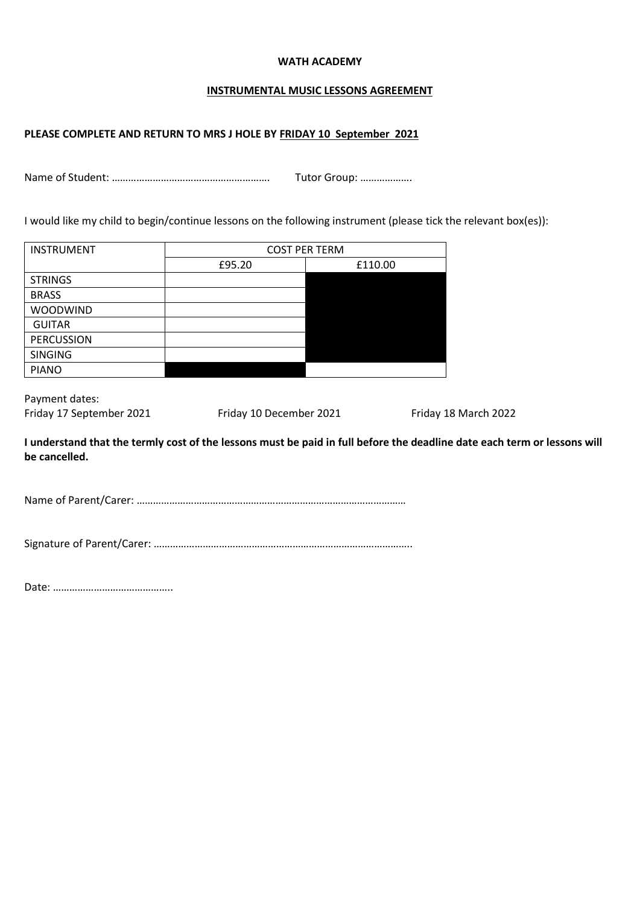**WATH ACADEMY**

**INSTRUMENTAL MUSIC LESSONS AGREEMENT**

**PLEASE COMPLETE AND RETURN TO MRS J HOLE BY FRIDAY 10 September 2021**

Name of Student: …………………………………………………. Tutor Group: ……………….

I would like my child to begin/continue lessons on the following instrument (please tick the relevant box(es)):

| INSTRUMENT | COST PER TERM | |
|---|---|---|
| | £95.20 | £110.00 |
| STRINGS | | |
| BRASS | | |
| WOODWIND | | |
| GUITAR | | |
| PERCUSSION | | |
| SINGING | | |
| PIANO | | |

Payment dates:
Friday 17 September 2021  Friday 10 December 2021  Friday 18 March 2022

**I understand that the termly cost of the lessons must be paid in full before the deadline date each term or lessons will be cancelled.**

Name of Parent/Carer: ………………………………………………………………………………………

Signature of Parent/Carer: ………………………………………………………………………………….

Date: ……………………………………..